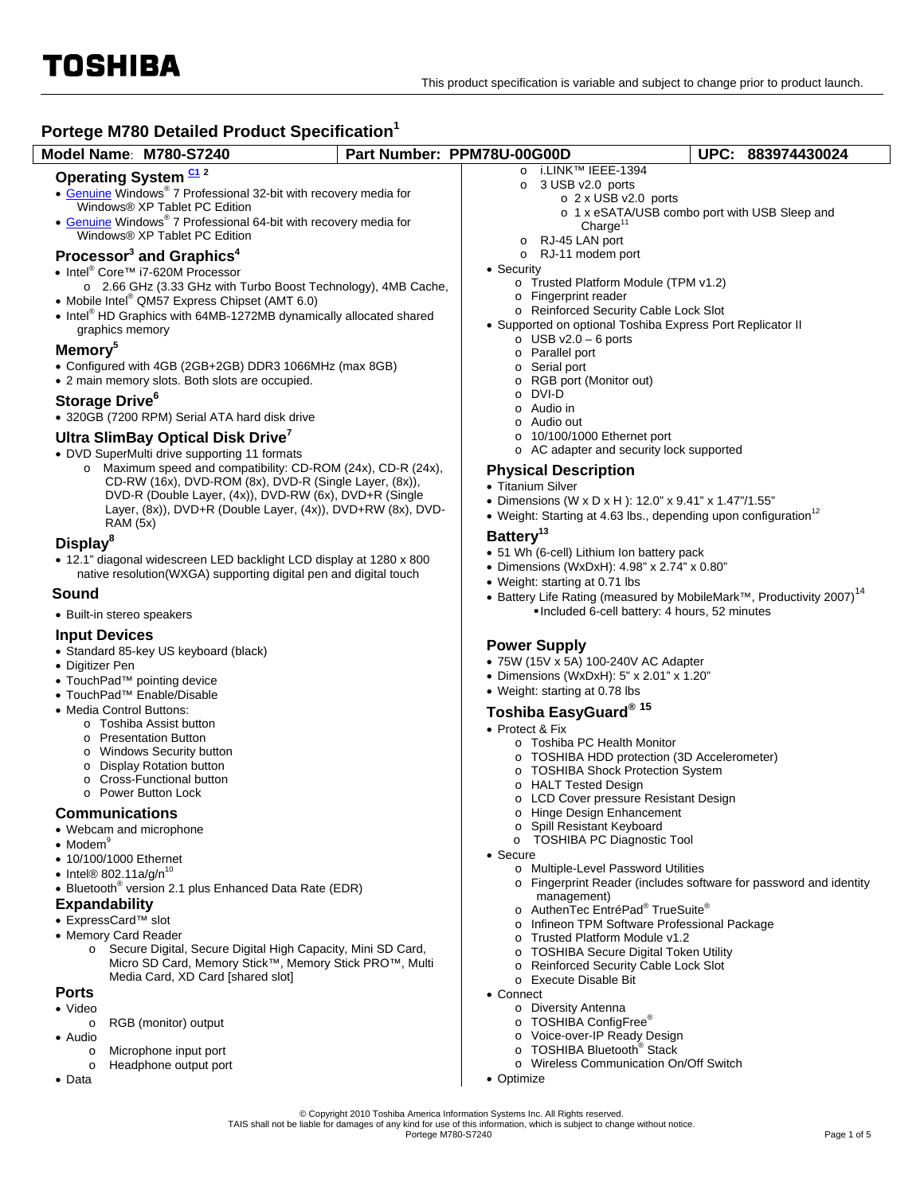# Portege M780 Detailed Product Specification[1]

| Model Name: M780-S7240 | Part Number: PPM78U-00G00D | UPC: 883974430024 |
|---|---|---|

## Operating System [C1] [2]

- Genuine Windows® 7 Professional 32-bit with recovery media for Windows® XP Tablet PC Edition
- Genuine Windows® 7 Professional 64-bit with recovery media for Windows® XP Tablet PC Edition

## Processor[3] and Graphics[4]

- Intel® Core™ i7-620M Processor
  - 2.66 GHz (3.33 GHz with Turbo Boost Technology), 4MB Cache,
- Mobile Intel® QM57 Express Chipset (AMT 6.0)
- Intel® HD Graphics with 64MB-1272MB dynamically allocated shared graphics memory

## Memory[5]

- Configured with 4GB (2GB+2GB) DDR3 1066MHz (max 8GB)
- 2 main memory slots. Both slots are occupied.

## Storage Drive[6]

- 320GB (7200 RPM) Serial ATA hard disk drive

## Ultra SlimBay Optical Disk Drive[7]

- DVD SuperMulti drive supporting 11 formats
  - Maximum speed and compatibility: CD-ROM (24x), CD-R (24x), CD-RW (16x), DVD-ROM (8x), DVD-R (Single Layer, (8x)), DVD-R (Double Layer, (4x)), DVD-RW (6x), DVD+R (Single Layer, (8x)), DVD+R (Double Layer, (4x)), DVD+RW (8x), DVD-RAM (5x)

## Display[8]

- 12.1" diagonal widescreen LED backlight LCD display at 1280 x 800 native resolution(WXGA) supporting digital pen and digital touch

## Sound

- Built-in stereo speakers

## Input Devices

- Standard 85-key US keyboard (black)
- Digitizer Pen
- TouchPad™ pointing device
- TouchPad™ Enable/Disable
- Media Control Buttons:
  - Toshiba Assist button
  - Presentation Button
  - Windows Security button
  - Display Rotation button
  - Cross-Functional button
  - Power Button Lock

## Communications

- Webcam and microphone
- Modem[9]
- 10/100/1000 Ethernet
- Intel® 802.11a/g/n[10]
- Bluetooth® version 2.1 plus Enhanced Data Rate (EDR)

## Expandability

- ExpressCard™ slot
- Memory Card Reader
  - Secure Digital, Secure Digital High Capacity, Mini SD Card, Micro SD Card, Memory Stick™, Memory Stick PRO™, Multi Media Card, XD Card [shared slot]

## Ports

- Video
  - RGB (monitor) output
- Audio
  - Microphone input port
  - Headphone output port
- Data
  - i.LINK™ IEEE-1394
  - 3 USB v2.0 ports
    - 2 x USB v2.0 ports
    - 1 x eSATA/USB combo port with USB Sleep and Charge[11]
  - RJ-45 LAN port
  - RJ-11 modem port
- Security
  - Trusted Platform Module (TPM v1.2)
  - Fingerprint reader
  - Reinforced Security Cable Lock Slot
- Supported on optional Toshiba Express Port Replicator II
  - USB v2.0 – 6 ports
  - Parallel port
  - Serial port
  - RGB port (Monitor out)
  - DVI-D
  - Audio in
  - Audio out
  - 10/100/1000 Ethernet port
  - AC adapter and security lock supported

## Physical Description

- Titanium Silver
- Dimensions (W x D x H ): 12.0" x 9.41" x 1.47"/1.55"
- Weight: Starting at 4.63 lbs., depending upon configuration[12]

## Battery[13]

- 51 Wh (6-cell) Lithium Ion battery pack
- Dimensions (WxDxH): 4.98" x 2.74" x 0.80"
- Weight: starting at 0.71 lbs
- Battery Life Rating (measured by MobileMark™, Productivity 2007)[14]
  - Included 6-cell battery: 4 hours, 52 minutes

## Power Supply

- 75W (15V x 5A) 100-240V AC Adapter
- Dimensions (WxDxH): 5" x 2.01" x 1.20"
- Weight: starting at 0.78 lbs

## Toshiba EasyGuard® [15]

- Protect & Fix
  - Toshiba PC Health Monitor
  - TOSHIBA HDD protection (3D Accelerometer)
  - TOSHIBA Shock Protection System
  - HALT Tested Design
  - LCD Cover pressure Resistant Design
  - Hinge Design Enhancement
  - Spill Resistant Keyboard
  - TOSHIBA PC Diagnostic Tool
- Secure
  - Multiple-Level Password Utilities
  - Fingerprint Reader (includes software for password and identity management)
  - AuthenTec EntréPad® TrueSuite®
  - Infineon TPM Software Professional Package
  - Trusted Platform Module v1.2
  - TOSHIBA Secure Digital Token Utility
  - Reinforced Security Cable Lock Slot
  - Execute Disable Bit
- Connect
  - Diversity Antenna
  - TOSHIBA ConfigFree®
  - Voice-over-IP Ready Design
  - TOSHIBA Bluetooth® Stack
  - Wireless Communication On/Off Switch
- Optimize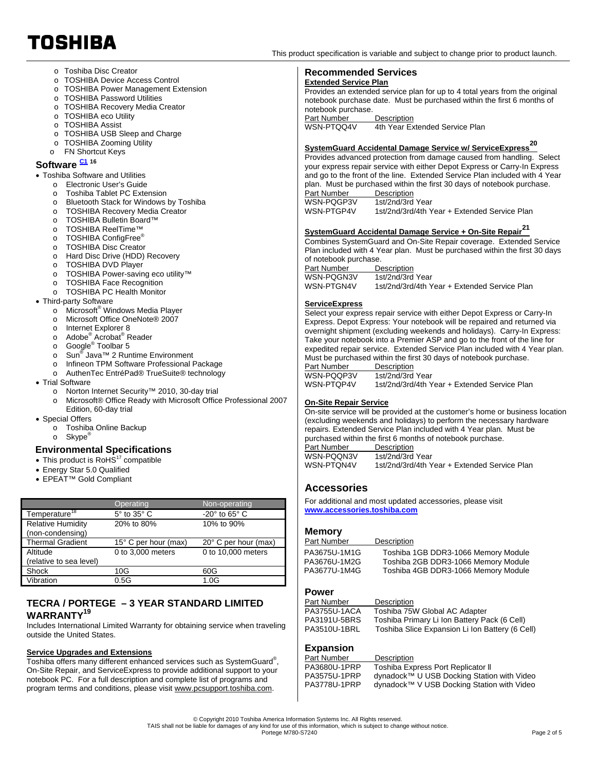- Toshiba Disc Creator
- TOSHIBA Device Access Control
- TOSHIBA Power Management Extension
- TOSHIBA Password Utilities
- TOSHIBA Recovery Media Creator
- TOSHIBA eco Utility
- TOSHIBA Assist
- TOSHIBA USB Sleep and Charge
- TOSHIBA Zooming Utility
- FN Shortcut Keys

## Software C1 16

- Toshiba Software and Utilities
  - Electronic User's Guide
  - Toshiba Tablet PC Extension
  - Bluetooth Stack for Windows by Toshiba
  - TOSHIBA Recovery Media Creator
  - TOSHIBA Bulletin Board™
  - TOSHIBA ReelTime™
  - TOSHIBA ConfigFree®
  - TOSHIBA Disc Creator
  - Hard Disc Drive (HDD) Recovery
  - TOSHIBA DVD Player
  - TOSHIBA Power-saving eco utility™
  - TOSHIBA Face Recognition
  - TOSHIBA PC Health Monitor
- Third-party Software
  - Microsoft® Windows Media Player
  - Microsoft Office OneNote® 2007
  - Internet Explorer 8
  - Adobe® Acrobat® Reader
  - Google® Toolbar 5
  - Sun® Java™ 2 Runtime Environment
  - Infineon TPM Software Professional Package
  - AuthenTec EntréPad® TrueSuite® technology
- Trial Software
  - Norton Internet Security™ 2010, 30-day trial
  - Microsoft® Office Ready with Microsoft Office Professional 2007 Edition, 60-day trial
- Special Offers
  - Toshiba Online Backup
  - Skype®

## Environmental Specifications

- This product is RoHS[17] compatible
- Energy Star 5.0 Qualified
- EPEAT™ Gold Compliant

| | Operating | Non-operating |
|---|---|---|
| Temperature[18] | 5° to 35° C | -20° to 65° C |
| Relative Humidity (non-condensing) | 20% to 80% | 10% to 90% |
| Thermal Gradient | 15° C per hour (max) | 20° C per hour (max) |
| Altitude (relative to sea level) | 0 to 3,000 meters | 0 to 10,000 meters |
| Shock | 10G | 60G |
| Vibration | 0.5G | 1.0G |

## TECRA / PORTEGE – 3 YEAR STANDARD LIMITED WARRANTY[19]

Includes International Limited Warranty for obtaining service when traveling outside the United States.

**Service Upgrades and Extensions**

Toshiba offers many different enhanced services such as SystemGuard®, On-Site Repair, and ServiceExpress to provide additional support to your notebook PC. For a full description and complete list of programs and program terms and conditions, please visit www.pcsupport.toshiba.com.

## Recommended Services

**Extended Service Plan**

Provides an extended service plan for up to 4 total years from the original notebook purchase date. Must be purchased within the first 6 months of notebook purchase.

| Part Number | Description |
|---|---|
| WSN-PTQQ4V | 4th Year Extended Service Plan |

**SystemGuard Accidental Damage Service w/ ServiceExpress[20]**

Provides advanced protection from damage caused from handling. Select your express repair service with either Depot Express or Carry-In Express and go to the front of the line. Extended Service Plan included with 4 Year plan. Must be purchased within the first 30 days of notebook purchase.

| Part Number | Description |
|---|---|
| WSN-PQGP3V | 1st/2nd/3rd Year |
| WSN-PTGP4V | 1st/2nd/3rd/4th Year + Extended Service Plan |

**SystemGuard Accidental Damage Service + On-Site Repair[21]**

Combines SystemGuard and On-Site Repair coverage. Extended Service Plan included with 4 Year plan. Must be purchased within the first 30 days of notebook purchase.

| Part Number | Description |
|---|---|
| WSN-PQGN3V | 1st/2nd/3rd Year |
| WSN-PTGN4V | 1st/2nd/3rd/4th Year + Extended Service Plan |

**ServiceExpress**

Select your express repair service with either Depot Express or Carry-In Express. Depot Express: Your notebook will be repaired and returned via overnight shipment (excluding weekends and holidays). Carry-In Express: Take your notebook into a Premier ASP and go to the front of the line for expedited repair service. Extended Service Plan included with 4 Year plan. Must be purchased within the first 30 days of notebook purchase.

| Part Number | Description |
|---|---|
| WSN-PQQP3V | 1st/2nd/3rd Year |
| WSN-PTQP4V | 1st/2nd/3rd/4th Year + Extended Service Plan |

**On-Site Repair Service**

On-site service will be provided at the customer's home or business location (excluding weekends and holidays) to perform the necessary hardware repairs. Extended Service Plan included with 4 Year plan. Must be purchased within the first 6 months of notebook purchase.

| Part Number | Description |
|---|---|
| WSN-PQQN3V | 1st/2nd/3rd Year |
| WSN-PTQN4V | 1st/2nd/3rd/4th Year + Extended Service Plan |

## Accessories

For additional and most updated accessories, please visit **www.accessories.toshiba.com**

### Memory

| Part Number | Description |
|---|---|
| PA3675U-1M1G | Toshiba 1GB DDR3-1066 Memory Module |
| PA3676U-1M2G | Toshiba 2GB DDR3-1066 Memory Module |
| PA3677U-1M4G | Toshiba 4GB DDR3-1066 Memory Module |

### Power

| Part Number | Description |
|---|---|
| PA3755U-1ACA | Toshiba 75W Global AC Adapter |
| PA3191U-5BRS | Toshiba Primary Li Ion Battery Pack (6 Cell) |
| PA3510U-1BRL | Toshiba Slice Expansion Li Ion Battery (6 Cell) |

### Expansion

| Part Number | Description |
|---|---|
| PA3680U-1PRP | Toshiba Express Port Replicator II |
| PA3575U-1PRP | dynadock™ U USB Docking Station with Video |
| PA3778U-1PRP | dynadock™ V USB Docking Station with Video |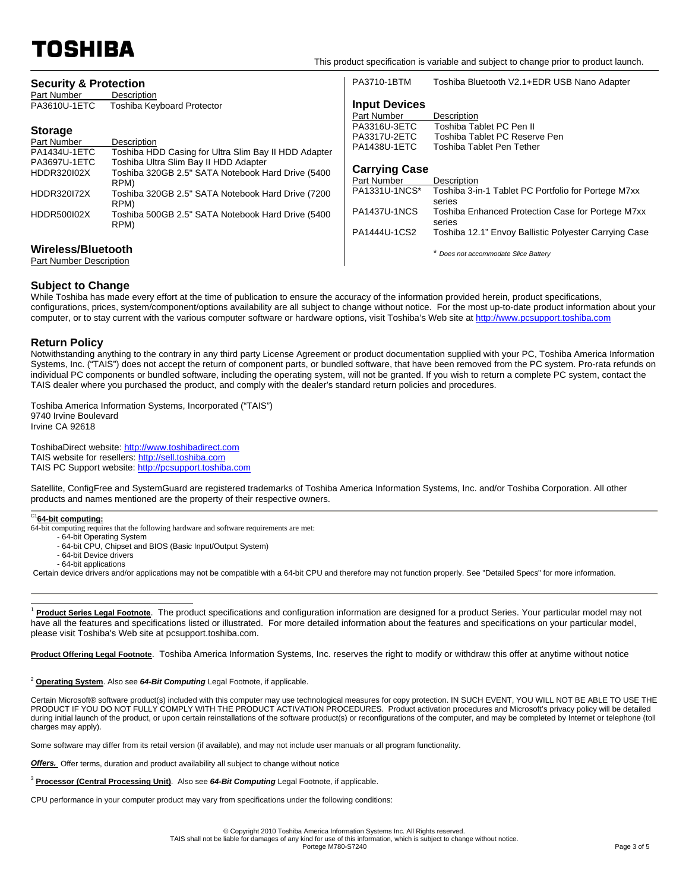## Security & Protection

| Part Number | Description |
|---|---|
| PA3610U-1ETC | Toshiba Keyboard Protector |

## Storage

| Part Number | Description |
|---|---|
| PA1434U-1ETC | Toshiba HDD Casing for Ultra Slim Bay II HDD Adapter |
| PA3697U-1ETC | Toshiba Ultra Slim Bay II HDD Adapter |
| HDDR320I02X | Toshiba 320GB 2.5" SATA Notebook Hard Drive (5400 RPM) |
| HDDR320I72X | Toshiba 320GB 2.5" SATA Notebook Hard Drive (7200 RPM) |
| HDDR500I02X | Toshiba 500GB 2.5" SATA Notebook Hard Drive (5400 RPM) |

## Wireless/Bluetooth

| Part Number | Description |
|---|---|
| PA3710-1BTM | Toshiba Bluetooth V2.1+EDR USB Nano Adapter |

## Input Devices

| Part Number | Description |
|---|---|
| PA3316U-3ETC | Toshiba Tablet PC Pen II |
| PA3317U-2ETC | Toshiba Tablet PC Reserve Pen |
| PA1438U-1ETC | Toshiba Tablet Pen Tether |

## Carrying Case

| Part Number | Description |
|---|---|
| PA1331U-1NCS* | Toshiba 3-in-1 Tablet PC Portfolio for Portege M7xx series |
| PA1437U-1NCS | Toshiba Enhanced Protection Case for Portege M7xx series |
| PA1444U-1CS2 | Toshiba 12.1" Envoy Ballistic Polyester Carrying Case |

\* *Does not accommodate Slice Battery*

## Subject to Change

While Toshiba has made every effort at the time of publication to ensure the accuracy of the information provided herein, product specifications, configurations, prices, system/component/options availability are all subject to change without notice. For the most up-to-date product information about your computer, or to stay current with the various computer software or hardware options, visit Toshiba's Web site at http://www.pcsupport.toshiba.com

## Return Policy

Notwithstanding anything to the contrary in any third party License Agreement or product documentation supplied with your PC, Toshiba America Information Systems, Inc. ("TAIS") does not accept the return of component parts, or bundled software, that have been removed from the PC system. Pro-rata refunds on individual PC components or bundled software, including the operating system, will not be granted. If you wish to return a complete PC system, contact the TAIS dealer where you purchased the product, and comply with the dealer's standard return policies and procedures.

Toshiba America Information Systems, Incorporated ("TAIS")
9740 Irvine Boulevard
Irvine CA 92618

ToshibaDirect website: http://www.toshibadirect.com
TAIS website for resellers: http://sell.toshiba.com
TAIS PC Support website: http://pcsupport.toshiba.com

Satellite, ConfigFree and SystemGuard are registered trademarks of Toshiba America Information Systems, Inc. and/or Toshiba Corporation. All other products and names mentioned are the property of their respective owners.

---

[C1] **64-bit computing:**

64-bit computing requires that the following hardware and software requirements are met:

- 64-bit Operating System
- 64-bit CPU, Chipset and BIOS (Basic Input/Output System)
- 64-bit Device drivers
- 64-bit applications

Certain device drivers and/or applications may not be compatible with a 64-bit CPU and therefore may not function properly. See "Detailed Specs" for more information.

---

[1] **Product Series Legal Footnote**. The product specifications and configuration information are designed for a product Series. Your particular model may not have all the features and specifications listed or illustrated. For more detailed information about the features and specifications on your particular model, please visit Toshiba's Web site at pcsupport.toshiba.com.

**Product Offering Legal Footnote**. Toshiba America Information Systems, Inc. reserves the right to modify or withdraw this offer at anytime without notice

[2] **Operating System**. Also see ***64-Bit Computing*** Legal Footnote, if applicable.

Certain Microsoft® software product(s) included with this computer may use technological measures for copy protection. IN SUCH EVENT, YOU WILL NOT BE ABLE TO USE THE PRODUCT IF YOU DO NOT FULLY COMPLY WITH THE PRODUCT ACTIVATION PROCEDURES. Product activation procedures and Microsoft's privacy policy will be detailed during initial launch of the product, or upon certain reinstallations of the software product(s) or reconfigurations of the computer, and may be completed by Internet or telephone (toll charges may apply).

Some software may differ from its retail version (if available), and may not include user manuals or all program functionality.

***Offers.*** Offer terms, duration and product availability all subject to change without notice

[3] **Processor (Central Processing Unit)**. Also see ***64-Bit Computing*** Legal Footnote, if applicable.

CPU performance in your computer product may vary from specifications under the following conditions: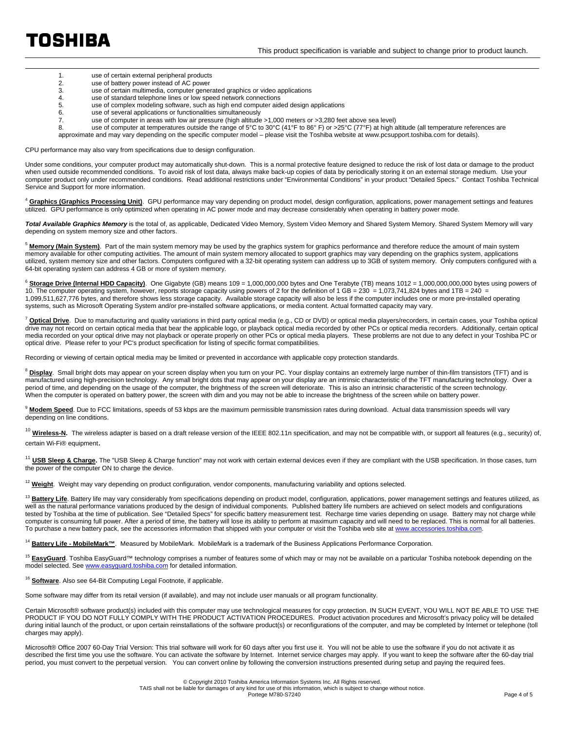1. use of certain external peripheral products
2. use of battery power instead of AC power
3. use of certain multimedia, computer generated graphics or video applications
4. use of standard telephone lines or low speed network connections
5. use of complex modeling software, such as high end computer aided design applications
6. use of several applications or functionalities simultaneously
7. use of computer in areas with low air pressure (high altitude >1,000 meters or >3,280 feet above sea level)
8. use of computer at temperatures outside the range of 5°C to 30°C (41°F to 86° F) or >25°C (77°F) at high altitude (all temperature references are approximate and may vary depending on the specific computer model – please visit the Toshiba website at www.pcsupport.toshiba.com for details).

CPU performance may also vary from specifications due to design configuration.

Under some conditions, your computer product may automatically shut-down. This is a normal protective feature designed to reduce the risk of lost data or damage to the product when used outside recommended conditions. To avoid risk of lost data, always make back-up copies of data by periodically storing it on an external storage medium. Use your computer product only under recommended conditions. Read additional restrictions under "Environmental Conditions" in your product "Detailed Specs." Contact Toshiba Technical Service and Support for more information.

[4] **Graphics (Graphics Processing Unit)**. GPU performance may vary depending on product model, design configuration, applications, power management settings and features utilized. GPU performance is only optimized when operating in AC power mode and may decrease considerably when operating in battery power mode.

***Total Available Graphics Memory*** is the total of, as applicable, Dedicated Video Memory, System Video Memory and Shared System Memory. Shared System Memory will vary depending on system memory size and other factors.

[5] **Memory (Main System)**. Part of the main system memory may be used by the graphics system for graphics performance and therefore reduce the amount of main system memory available for other computing activities. The amount of main system memory allocated to support graphics may vary depending on the graphics system, applications utilized, system memory size and other factors. Computers configured with a 32-bit operating system can address up to 3GB of system memory. Only computers configured with a 64-bit operating system can address 4 GB or more of system memory.

[6] **Storage Drive (Internal HDD Capacity)**. One Gigabyte (GB) means 109 = 1,000,000,000 bytes and One Terabyte (TB) means 1012 = 1,000,000,000,000 bytes using powers of 10. The computer operating system, however, reports storage capacity using powers of 2 for the definition of 1 GB = 230 = 1,073,741,824 bytes and 1TB = 240 = 1,099,511,627,776 bytes, and therefore shows less storage capacity. Available storage capacity will also be less if the computer includes one or more pre-installed operating systems, such as Microsoft Operating System and/or pre-installed software applications, or media content. Actual formatted capacity may vary.

[7] **Optical Drive**. Due to manufacturing and quality variations in third party optical media (e.g., CD or DVD) or optical media players/recorders, in certain cases, your Toshiba optical drive may not record on certain optical media that bear the applicable logo, or playback optical media recorded by other PCs or optical media recorders. Additionally, certain optical media recorded on your optical drive may not playback or operate properly on other PCs or optical media players. These problems are not due to any defect in your Toshiba PC or optical drive. Please refer to your PC's product specification for listing of specific format compatibilities.

Recording or viewing of certain optical media may be limited or prevented in accordance with applicable copy protection standards.

[8] **Display**. Small bright dots may appear on your screen display when you turn on your PC. Your display contains an extremely large number of thin-film transistors (TFT) and is manufactured using high-precision technology. Any small bright dots that may appear on your display are an intrinsic characteristic of the TFT manufacturing technology. Over a period of time, and depending on the usage of the computer, the brightness of the screen will deteriorate. This is also an intrinsic characteristic of the screen technology. When the computer is operated on battery power, the screen with dim and you may not be able to increase the brightness of the screen while on battery power.

[9] **Modem Speed**. Due to FCC limitations, speeds of 53 kbps are the maximum permissible transmission rates during download. Actual data transmission speeds will vary depending on line conditions.

[10] **Wireless-N.** The wireless adapter is based on a draft release version of the IEEE 802.11n specification, and may not be compatible with, or support all features (e.g., security) of, certain Wi-Fi® equipment.

[11] **USB Sleep & Charge.** The "USB Sleep & Charge function" may not work with certain external devices even if they are compliant with the USB specification. In those cases, turn the power of the computer ON to charge the device.

[12] **Weight**. Weight may vary depending on product configuration, vendor components, manufacturing variability and options selected.

[13] **Battery Life**. Battery life may vary considerably from specifications depending on product model, configuration, applications, power management settings and features utilized, as well as the natural performance variations produced by the design of individual components. Published battery life numbers are achieved on select models and configurations tested by Toshiba at the time of publication. See "Detailed Specs" for specific battery measurement test. Recharge time varies depending on usage. Battery may not charge while computer is consuming full power. After a period of time, the battery will lose its ability to perform at maximum capacity and will need to be replaced. This is normal for all batteries. To purchase a new battery pack, see the accessories information that shipped with your computer or visit the Toshiba web site at www.accessories.toshiba.com.

[14] **Battery Life - MobileMark™**. Measured by MobileMark. MobileMark is a trademark of the Business Applications Performance Corporation.

[15] **EasyGuard**. Toshiba EasyGuard™ technology comprises a number of features some of which may or may not be available on a particular Toshiba notebook depending on the model selected. See www.easyguard.toshiba.com for detailed information.

[16] **Software**. Also see 64-Bit Computing Legal Footnote, if applicable.

Some software may differ from its retail version (if available), and may not include user manuals or all program functionality.

Certain Microsoft® software product(s) included with this computer may use technological measures for copy protection. IN SUCH EVENT, YOU WILL NOT BE ABLE TO USE THE PRODUCT IF YOU DO NOT FULLY COMPLY WITH THE PRODUCT ACTIVATION PROCEDURES. Product activation procedures and Microsoft's privacy policy will be detailed during initial launch of the product, or upon certain reinstallations of the software product(s) or reconfigurations of the computer, and may be completed by Internet or telephone (toll charges may apply).

Microsoft® Office 2007 60-Day Trial Version: This trial software will work for 60 days after you first use it. You will not be able to use the software if you do not activate it as described the first time you use the software. You can activate the software by Internet. Internet service charges may apply. If you want to keep the software after the 60-day trial period, you must convert to the perpetual version. You can convert online by following the conversion instructions presented during setup and paying the required fees.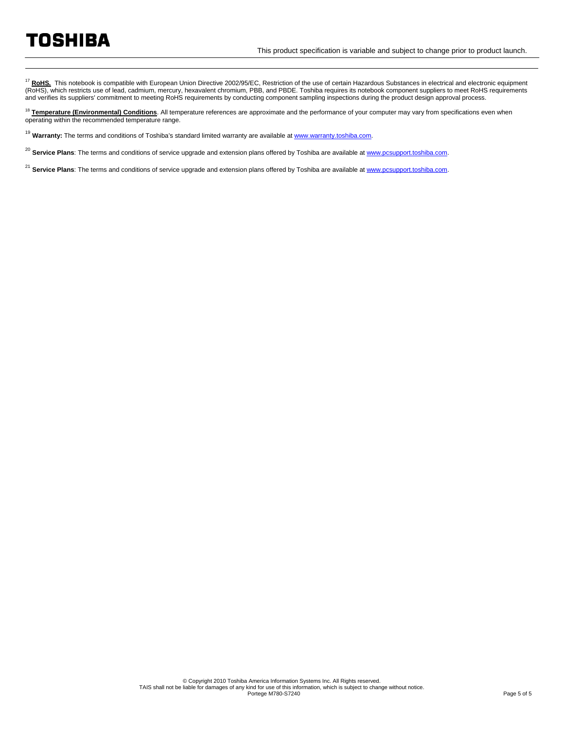[17] **RoHS.** This notebook is compatible with European Union Directive 2002/95/EC, Restriction of the use of certain Hazardous Substances in electrical and electronic equipment (RoHS), which restricts use of lead, cadmium, mercury, hexavalent chromium, PBB, and PBDE. Toshiba requires its notebook component suppliers to meet RoHS requirements and verifies its suppliers' commitment to meeting RoHS requirements by conducting component sampling inspections during the product design approval process.

[18] **Temperature (Environmental) Conditions**. All temperature references are approximate and the performance of your computer may vary from specifications even when operating within the recommended temperature range.

[19] **Warranty:** The terms and conditions of Toshiba's standard limited warranty are available at www.warranty.toshiba.com.

[20] **Service Plans**: The terms and conditions of service upgrade and extension plans offered by Toshiba are available at www.pcsupport.toshiba.com.

[21] **Service Plans**: The terms and conditions of service upgrade and extension plans offered by Toshiba are available at www.pcsupport.toshiba.com.